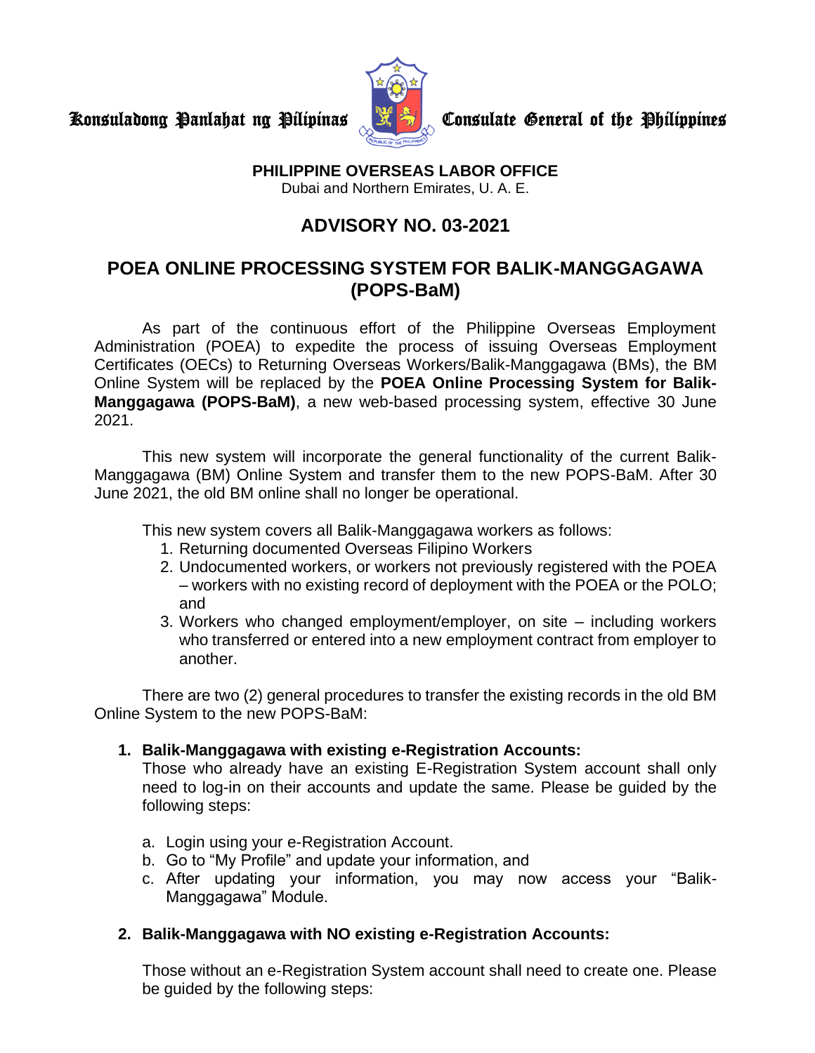Konsuladong Panlahat ng Pilipinas — Consulate General of the Philippines

**PHILIPPINE OVERSEAS LABOR OFFICE**
Dubai and Northern Emirates, U. A. E.

# ADVISORY NO. 03-2021

## POEA ONLINE PROCESSING SYSTEM FOR BALIK-MANGGAGAWA (POPS-BaM)

As part of the continuous effort of the Philippine Overseas Employment Administration (POEA) to expedite the process of issuing Overseas Employment Certificates (OECs) to Returning Overseas Workers/Balik-Manggagawa (BMs), the BM Online System will be replaced by the **POEA Online Processing System for Balik-Manggagawa (POPS-BaM)**, a new web-based processing system, effective 30 June 2021.

This new system will incorporate the general functionality of the current Balik-Manggagawa (BM) Online System and transfer them to the new POPS-BaM. After 30 June 2021, the old BM online shall no longer be operational.

This new system covers all Balik-Manggagawa workers as follows:

1. Returning documented Overseas Filipino Workers
2. Undocumented workers, or workers not previously registered with the POEA – workers with no existing record of deployment with the POEA or the POLO; and
3. Workers who changed employment/employer, on site – including workers who transferred or entered into a new employment contract from employer to another.

There are two (2) general procedures to transfer the existing records in the old BM Online System to the new POPS-BaM:

1. **Balik-Manggagawa with existing e-Registration Accounts:**
   Those who already have an existing E-Registration System account shall only need to log-in on their accounts and update the same. Please be guided by the following steps:

   a. Login using your e-Registration Account.
   b. Go to "My Profile" and update your information, and
   c. After updating your information, you may now access your "Balik-Manggagawa" Module.

2. **Balik-Manggagawa with NO existing e-Registration Accounts:**

   Those without an e-Registration System account shall need to create one. Please be guided by the following steps: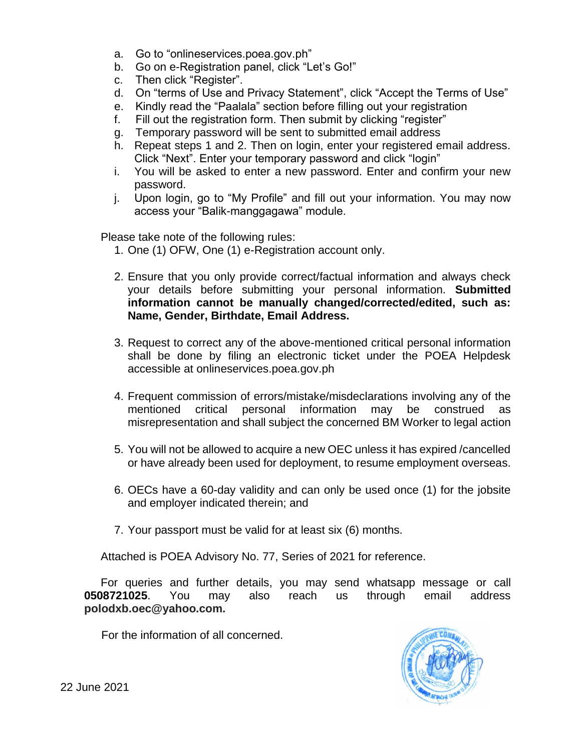a. Go to "onlineservices.poea.gov.ph"
b. Go on e-Registration panel, click "Let's Go!"
c. Then click "Register".
d. On "terms of Use and Privacy Statement", click "Accept the Terms of Use"
e. Kindly read the "Paalala" section before filling out your registration
f. Fill out the registration form. Then submit by clicking "register"
g. Temporary password will be sent to submitted email address
h. Repeat steps 1 and 2. Then on login, enter your registered email address. Click "Next". Enter your temporary password and click "login"
i. You will be asked to enter a new password. Enter and confirm your new password.
j. Upon login, go to "My Profile" and fill out your information. You may now access your "Balik-manggagawa" module.

Please take note of the following rules:

1. One (1) OFW, One (1) e-Registration account only.

2. Ensure that you only provide correct/factual information and always check your details before submitting your personal information. **Submitted information cannot be manually changed/corrected/edited, such as: Name, Gender, Birthdate, Email Address.**

3. Request to correct any of the above-mentioned critical personal information shall be done by filing an electronic ticket under the POEA Helpdesk accessible at onlineservices.poea.gov.ph

4. Frequent commission of errors/mistake/misdeclarations involving any of the mentioned critical personal information may be construed as misrepresentation and shall subject the concerned BM Worker to legal action

5. You will not be allowed to acquire a new OEC unless it has expired /cancelled or have already been used for deployment, to resume employment overseas.

6. OECs have a 60-day validity and can only be used once (1) for the jobsite and employer indicated therein; and

7. Your passport must be valid for at least six (6) months.

Attached is POEA Advisory No. 77, Series of 2021 for reference.

For queries and further details, you may send whatsapp message or call **0508721025**. You may also reach us through email address **polodxb.oec@yahoo.com.**

For the information of all concerned.

22 June 2021